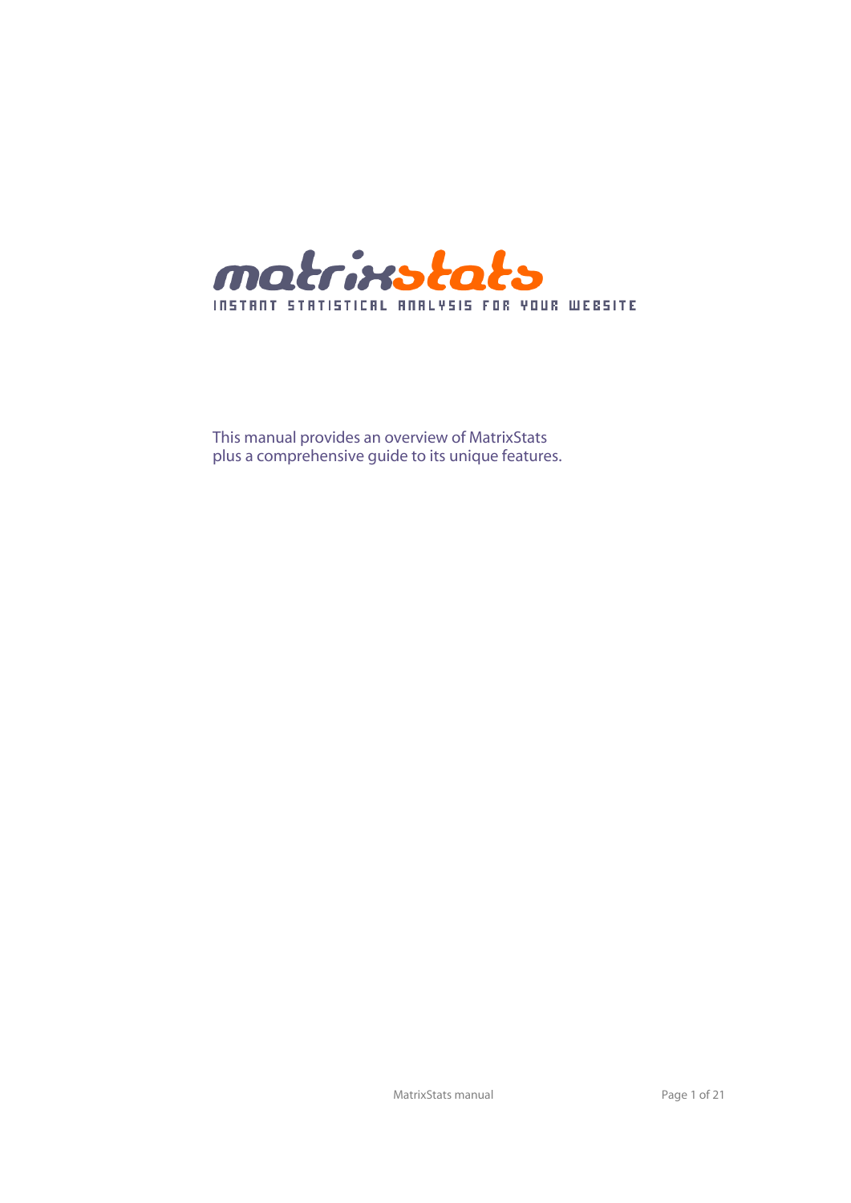# matrixstats

INSTANT STATISTICAL ANALYSIS FOR YOUR WEBSITE

This manual provides an overview of MatrixStats plus a comprehensive guide to its unique features.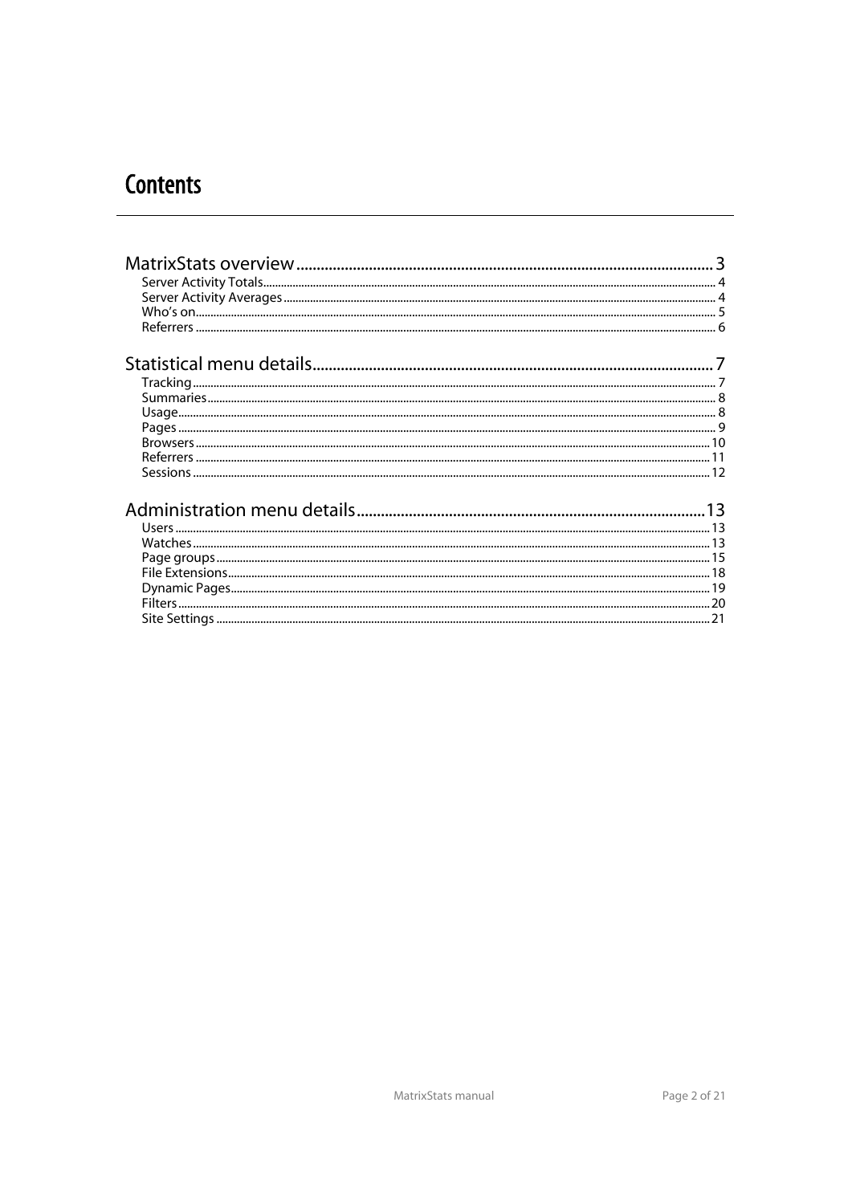# Contents

MatrixStats overview .......... 3
- Server Activity Totals .......... 4
- Server Activity Averages .......... 4
- Who's on .......... 5
- Referrers .......... 6

Statistical menu details .......... 7
- Tracking .......... 7
- Summaries .......... 8
- Usage .......... 8
- Pages .......... 9
- Browsers .......... 10
- Referrers .......... 11
- Sessions .......... 12

Administration menu details .......... 13
- Users .......... 13
- Watches .......... 13
- Page groups .......... 15
- File Extensions .......... 18
- Dynamic Pages .......... 19
- Filters .......... 20
- Site Settings .......... 21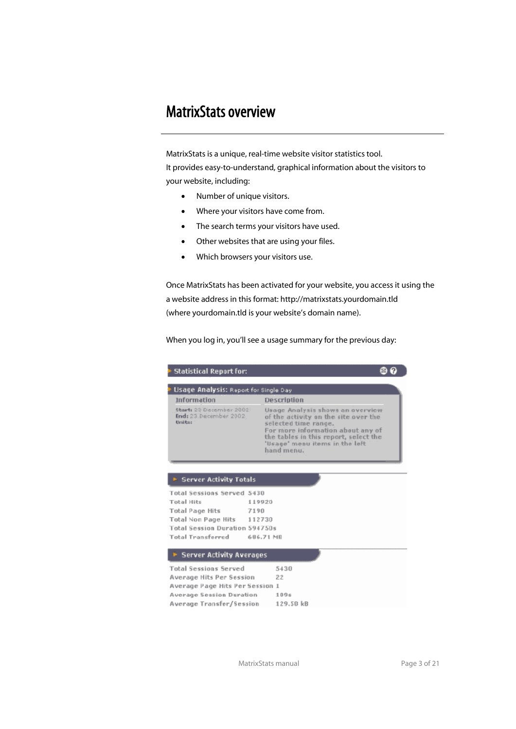# MatrixStats overview

MatrixStats is a unique, real-time website visitor statistics tool.
It provides easy-to-understand, graphical information about the visitors to your website, including:

- Number of unique visitors.
- Where your visitors have come from.
- The search terms your visitors have used.
- Other websites that are using your files.
- Which browsers your visitors use.

Once MatrixStats has been activated for your website, you access it using the a website address in this format: http://matrixstats.yourdomain.tld
(where yourdomain.tld is your website's domain name).

When you log in, you'll see a usage summary for the previous day:

**Statistical Report for:**

**Usage Analysis:** Report for Single Day

| Information | Description |
|---|---|
| **Start:** 23 December 2002<br>**End:** 23 December 2002<br>**Units:** | Usage Analysis shows an overview of the activity on the site over the selected time range.<br>For more information about any of the tables in this report, select the 'Usage' menu items in the left hand menu. |

**Server Activity Totals**

| | |
|---|---|
| Total Sessions Served | 5430 |
| Total Hits | 119920 |
| Total Page Hits | 7190 |
| Total Non Page Hits | 112730 |
| Total Session Duration | 594750s |
| Total Transferred | 686.71 MB |

**Server Activity Averages**

| | |
|---|---|
| Total Sessions Served | 5430 |
| Average Hits Per Session | 22 |
| Average Page Hits Per Session | 1 |
| Average Session Duration | 109s |
| Average Transfer/Session | 129.50 kB |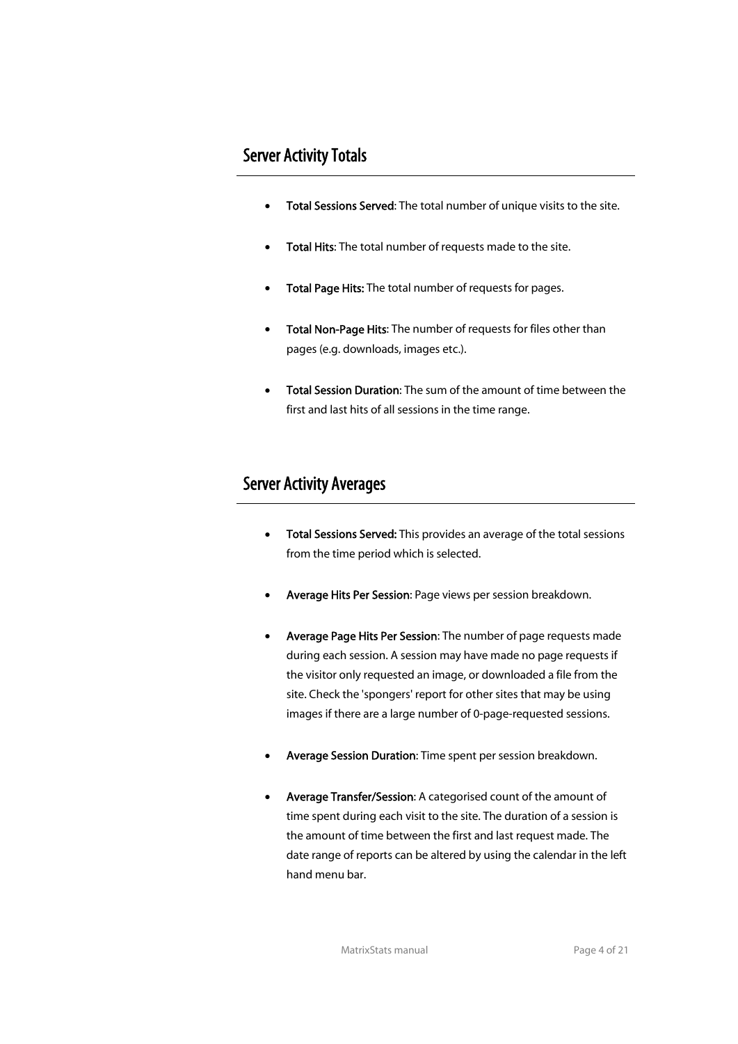## Server Activity Totals

- **Total Sessions Served**: The total number of unique visits to the site.
- **Total Hits**: The total number of requests made to the site.
- **Total Page Hits:** The total number of requests for pages.
- **Total Non-Page Hits**: The number of requests for files other than pages (e.g. downloads, images etc.).
- **Total Session Duration**: The sum of the amount of time between the first and last hits of all sessions in the time range.

## Server Activity Averages

- **Total Sessions Served:** This provides an average of the total sessions from the time period which is selected.
- **Average Hits Per Session**: Page views per session breakdown.
- **Average Page Hits Per Session**: The number of page requests made during each session. A session may have made no page requests if the visitor only requested an image, or downloaded a file from the site. Check the 'spongers' report for other sites that may be using images if there are a large number of 0-page-requested sessions.
- **Average Session Duration**: Time spent per session breakdown.
- **Average Transfer/Session**: A categorised count of the amount of time spent during each visit to the site. The duration of a session is the amount of time between the first and last request made. The date range of reports can be altered by using the calendar in the left hand menu bar.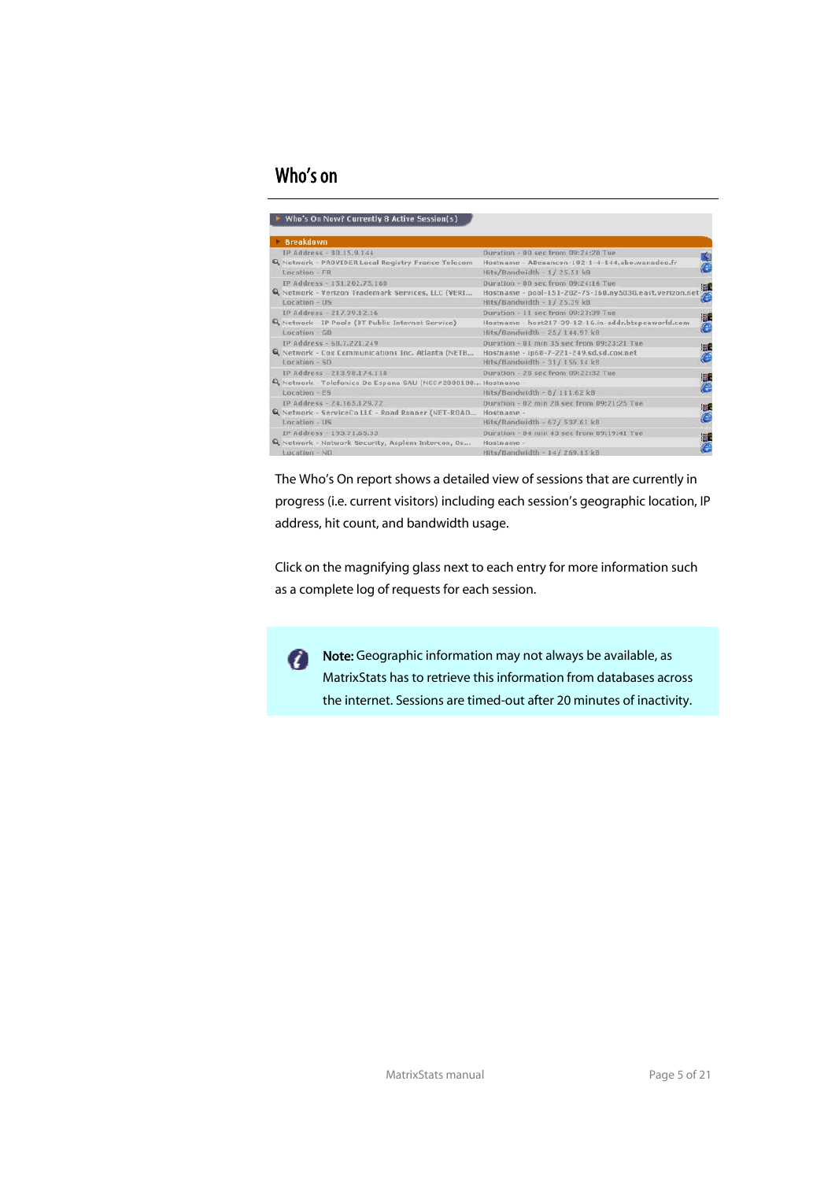# Who's on

The Who's On report shows a detailed view of sessions that are currently in progress (i.e. current visitors) including each session's geographic location, IP address, hit count, and bandwidth usage.

Click on the magnifying glass next to each entry for more information such as a complete log of requests for each session.

**Note:** Geographic information may not always be available, as MatrixStats has to retrieve this information from databases across the internet. Sessions are timed-out after 20 minutes of inactivity.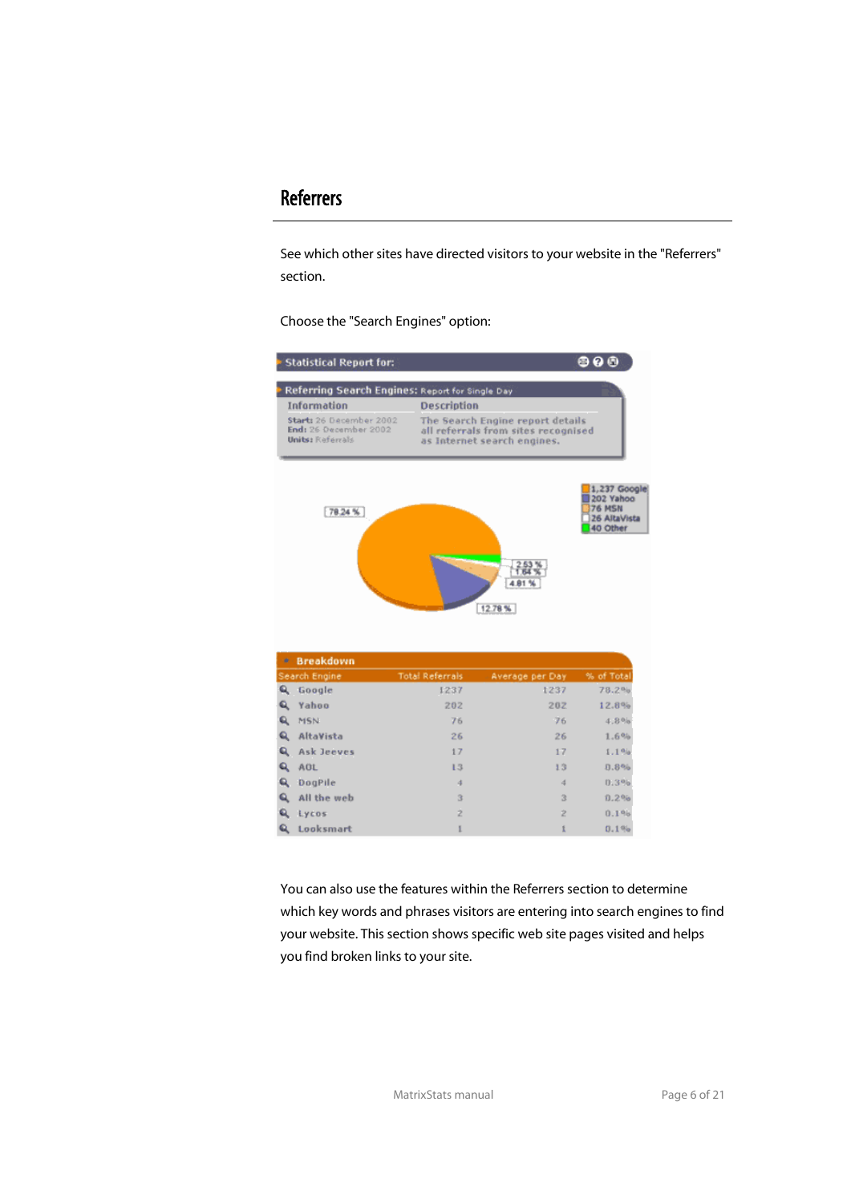## Referrers

See which other sites have directed visitors to your website in the "Referrers" section.

Choose the "Search Engines" option:

**Statistical Report for:**

**Referring Search Engines:** Report for Single Day

| Information | Description |
|---|---|
| **Start:** 26 December 2002<br>**End:** 26 December 2002<br>**Units:** Referrals | The Search Engine report details all referrals from sites recognised as Internet search engines. |

78.24 %

2.53 %

1.64 %

4.81 %

12.78 %

1,237 Google
202 Yahoo
76 MSN
26 AltaVista
40 Other

**Breakdown**

| Search Engine | Total Referrals | Average per Day | % of Total |
|---|---|---|---|
| Google | 1237 | 1237 | 78.2% |
| Yahoo | 202 | 202 | 12.8% |
| MSN | 76 | 76 | 4.8% |
| AltaVista | 26 | 26 | 1.6% |
| Ask Jeeves | 17 | 17 | 1.1% |
| AOL | 13 | 13 | 0.8% |
| DogPile | 4 | 4 | 0.3% |
| All the web | 3 | 3 | 0.2% |
| Lycos | 2 | 2 | 0.1% |
| Looksmart | 1 | 1 | 0.1% |

You can also use the features within the Referrers section to determine which key words and phrases visitors are entering into search engines to find your website. This section shows specific web site pages visited and helps you find broken links to your site.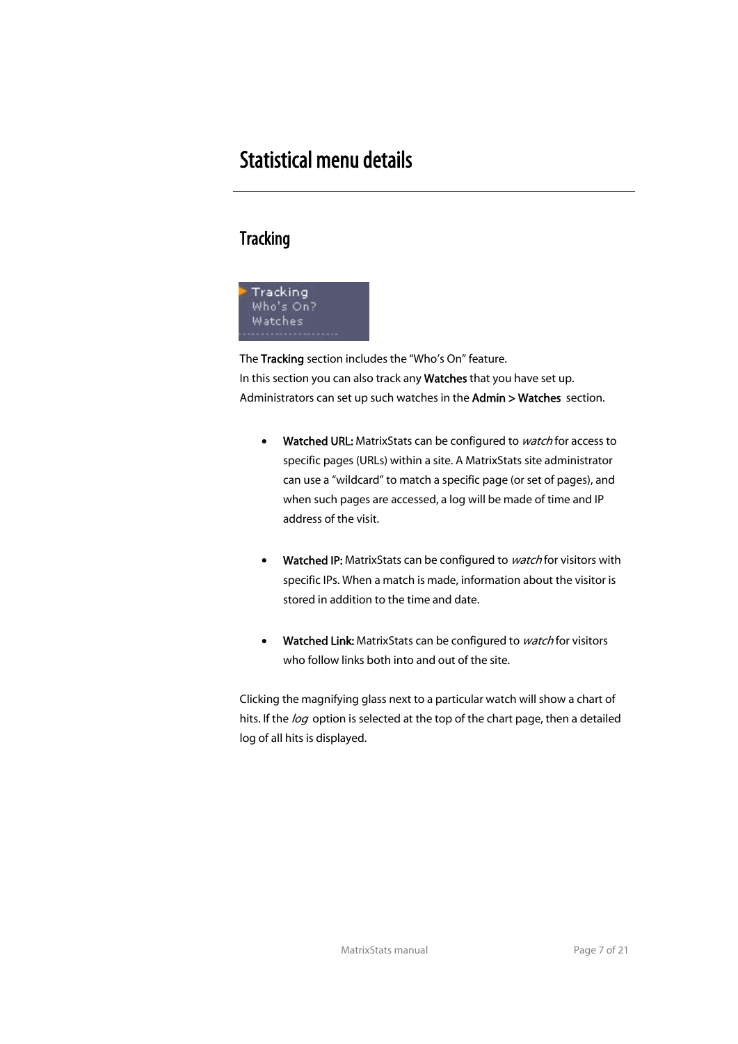# Statistical menu details

## Tracking

The **Tracking** section includes the "Who's On" feature.
In this section you can also track any **Watches** that you have set up.
Administrators can set up such watches in the **Admin > Watches** section.

- **Watched URL:** MatrixStats can be configured to *watch* for access to specific pages (URLs) within a site. A MatrixStats site administrator can use a "wildcard" to match a specific page (or set of pages), and when such pages are accessed, a log will be made of time and IP address of the visit.

- **Watched IP:** MatrixStats can be configured to *watch* for visitors with specific IPs. When a match is made, information about the visitor is stored in addition to the time and date.

- **Watched Link:** MatrixStats can be configured to *watch* for visitors who follow links both into and out of the site.

Clicking the magnifying glass next to a particular watch will show a chart of hits. If the *log* option is selected at the top of the chart page, then a detailed log of all hits is displayed.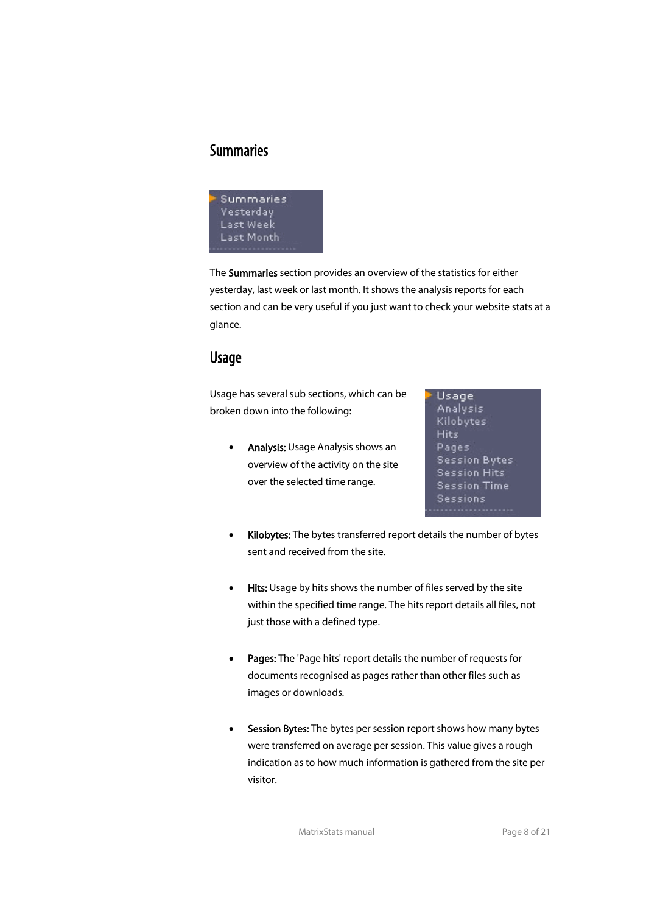## Summaries

The **Summaries** section provides an overview of the statistics for either yesterday, last week or last month. It shows the analysis reports for each section and can be very useful if you just want to check your website stats at a glance.

## Usage

Usage has several sub sections, which can be broken down into the following:

- **Analysis:** Usage Analysis shows an overview of the activity on the site over the selected time range.

- **Kilobytes:** The bytes transferred report details the number of bytes sent and received from the site.

- **Hits:** Usage by hits shows the number of files served by the site within the specified time range. The hits report details all files, not just those with a defined type.

- **Pages:** The 'Page hits' report details the number of requests for documents recognised as pages rather than other files such as images or downloads.

- **Session Bytes:** The bytes per session report shows how many bytes were transferred on average per session. This value gives a rough indication as to how much information is gathered from the site per visitor.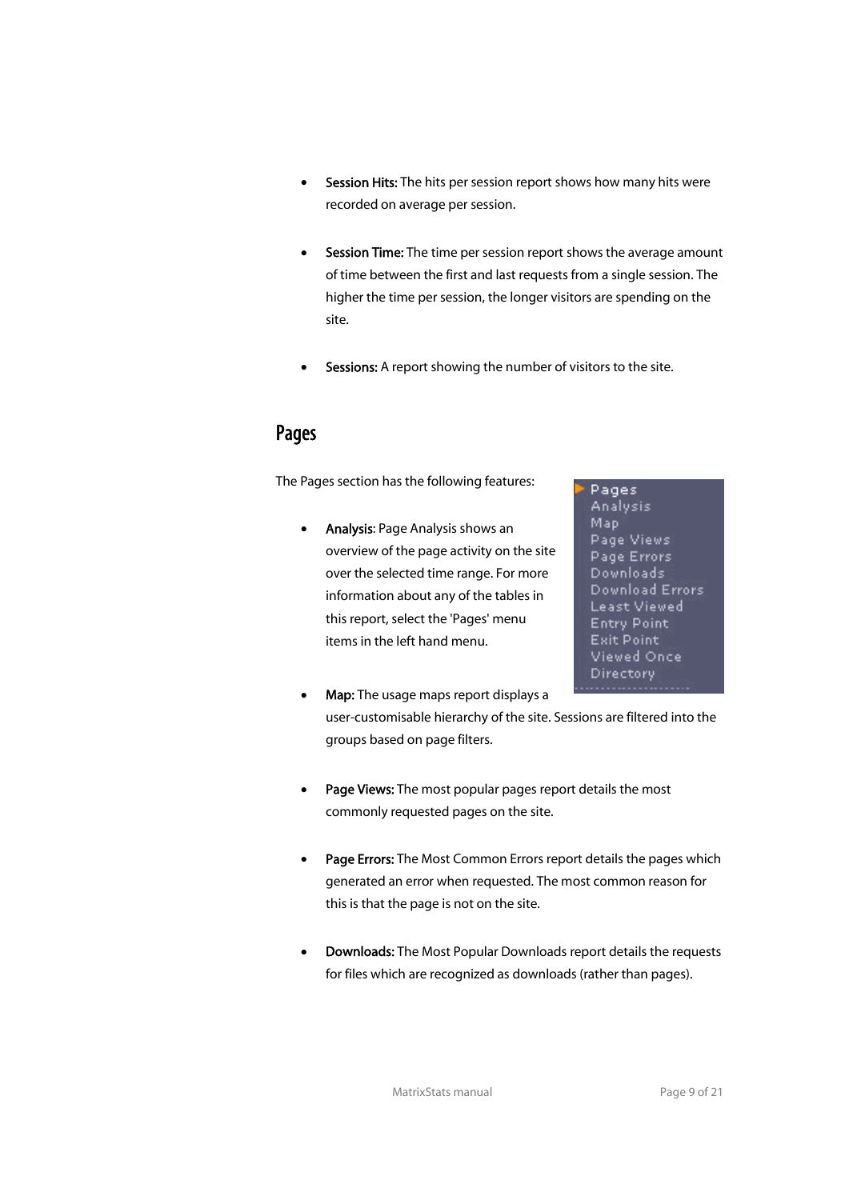- **Session Hits:** The hits per session report shows how many hits were recorded on average per session.

- **Session Time:** The time per session report shows the average amount of time between the first and last requests from a single session. The higher the time per session, the longer visitors are spending on the site.

- **Sessions:** A report showing the number of visitors to the site.

## Pages

The Pages section has the following features:

- **Analysis**: Page Analysis shows an overview of the page activity on the site over the selected time range. For more information about any of the tables in this report, select the 'Pages' menu items in the left hand menu.

- **Map:** The usage maps report displays a user-customisable hierarchy of the site. Sessions are filtered into the groups based on page filters.

- **Page Views:** The most popular pages report details the most commonly requested pages on the site.

- **Page Errors:** The Most Common Errors report details the pages which generated an error when requested. The most common reason for this is that the page is not on the site.

- **Downloads:** The Most Popular Downloads report details the requests for files which are recognized as downloads (rather than pages).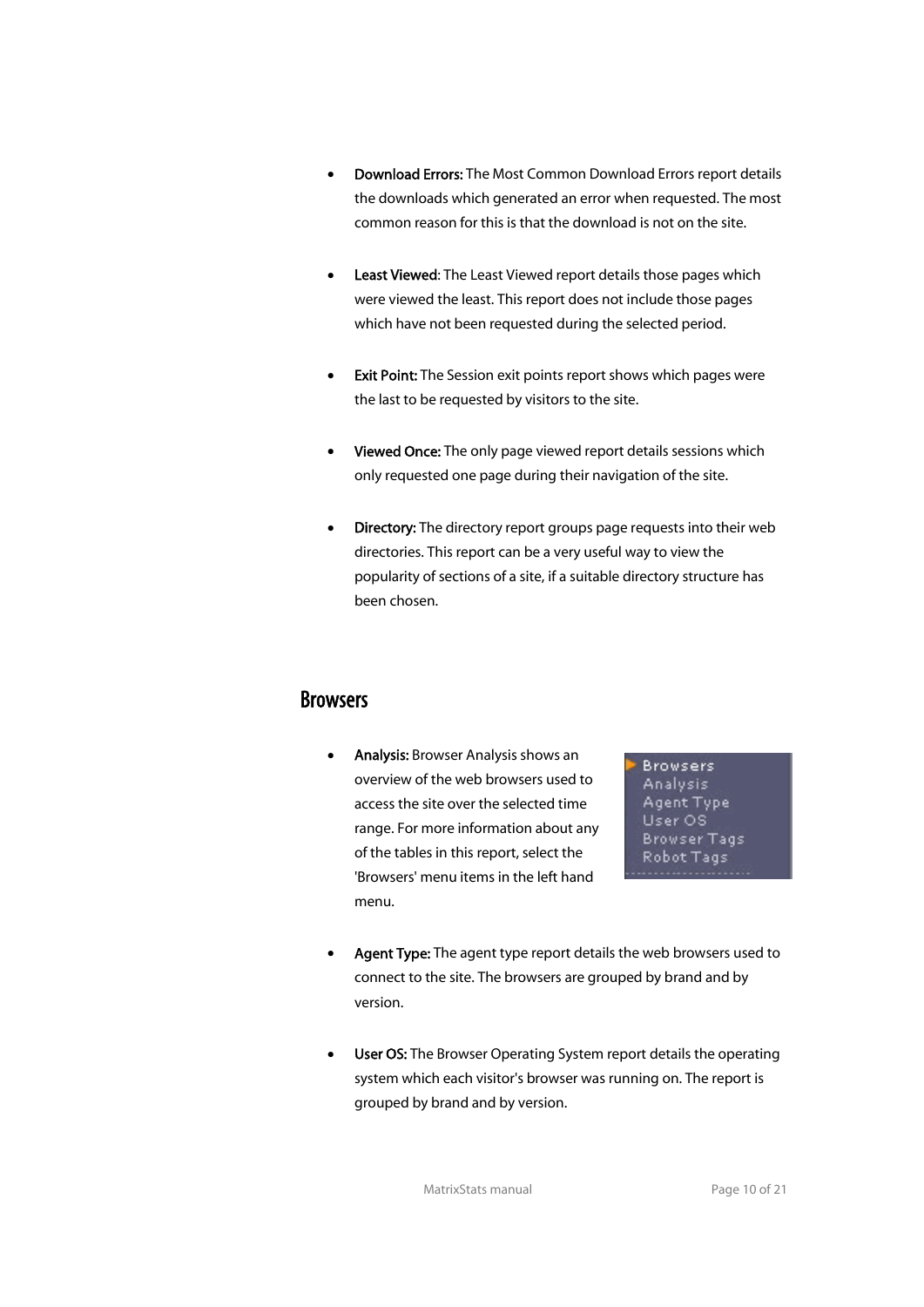- **Download Errors:** The Most Common Download Errors report details the downloads which generated an error when requested. The most common reason for this is that the download is not on the site.

- **Least Viewed**: The Least Viewed report details those pages which were viewed the least. This report does not include those pages which have not been requested during the selected period.

- **Exit Point:** The Session exit points report shows which pages were the last to be requested by visitors to the site.

- **Viewed Once:** The only page viewed report details sessions which only requested one page during their navigation of the site.

- **Directory:** The directory report groups page requests into their web directories. This report can be a very useful way to view the popularity of sections of a site, if a suitable directory structure has been chosen.

## Browsers

- **Analysis:** Browser Analysis shows an overview of the web browsers used to access the site over the selected time range. For more information about any of the tables in this report, select the 'Browsers' menu items in the left hand menu.

- **Agent Type:** The agent type report details the web browsers used to connect to the site. The browsers are grouped by brand and by version.

- **User OS:** The Browser Operating System report details the operating system which each visitor's browser was running on. The report is grouped by brand and by version.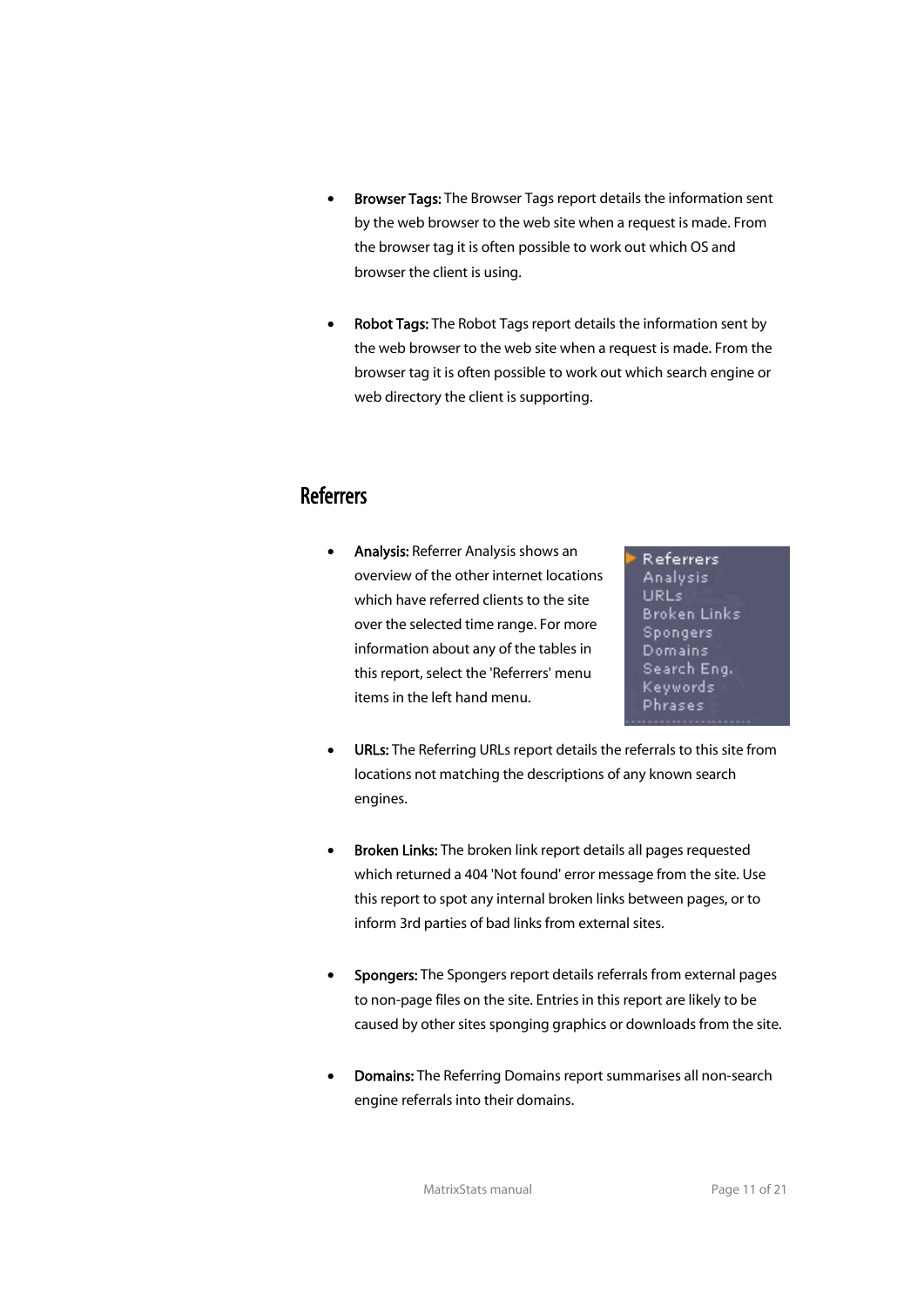- **Browser Tags:** The Browser Tags report details the information sent by the web browser to the web site when a request is made. From the browser tag it is often possible to work out which OS and browser the client is using.

- **Robot Tags:** The Robot Tags report details the information sent by the web browser to the web site when a request is made. From the browser tag it is often possible to work out which search engine or web directory the client is supporting.

## Referrers

- **Analysis:** Referrer Analysis shows an overview of the other internet locations which have referred clients to the site over the selected time range. For more information about any of the tables in this report, select the 'Referrers' menu items in the left hand menu.

- **URLs:** The Referring URLs report details the referrals to this site from locations not matching the descriptions of any known search engines.

- **Broken Links:** The broken link report details all pages requested which returned a 404 'Not found' error message from the site. Use this report to spot any internal broken links between pages, or to inform 3rd parties of bad links from external sites.

- **Spongers:** The Spongers report details referrals from external pages to non-page files on the site. Entries in this report are likely to be caused by other sites sponging graphics or downloads from the site.

- **Domains:** The Referring Domains report summarises all non-search engine referrals into their domains.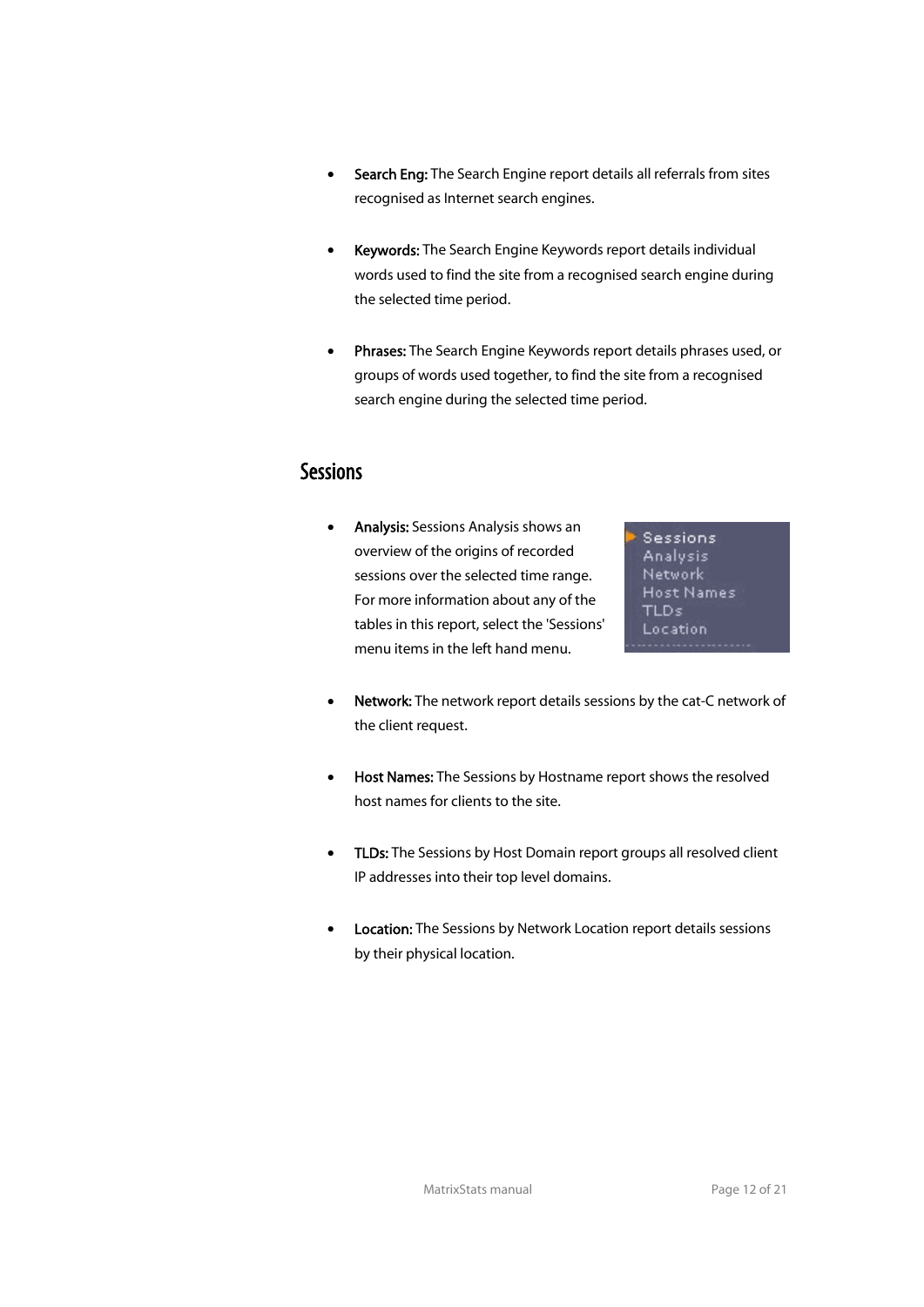- **Search Eng:** The Search Engine report details all referrals from sites recognised as Internet search engines.

- **Keywords:** The Search Engine Keywords report details individual words used to find the site from a recognised search engine during the selected time period.

- **Phrases:** The Search Engine Keywords report details phrases used, or groups of words used together, to find the site from a recognised search engine during the selected time period.

## Sessions

- **Analysis:** Sessions Analysis shows an overview of the origins of recorded sessions over the selected time range. For more information about any of the tables in this report, select the 'Sessions' menu items in the left hand menu.

- **Network:** The network report details sessions by the cat-C network of the client request.

- **Host Names:** The Sessions by Hostname report shows the resolved host names for clients to the site.

- **TLDs:** The Sessions by Host Domain report groups all resolved client IP addresses into their top level domains.

- **Location:** The Sessions by Network Location report details sessions by their physical location.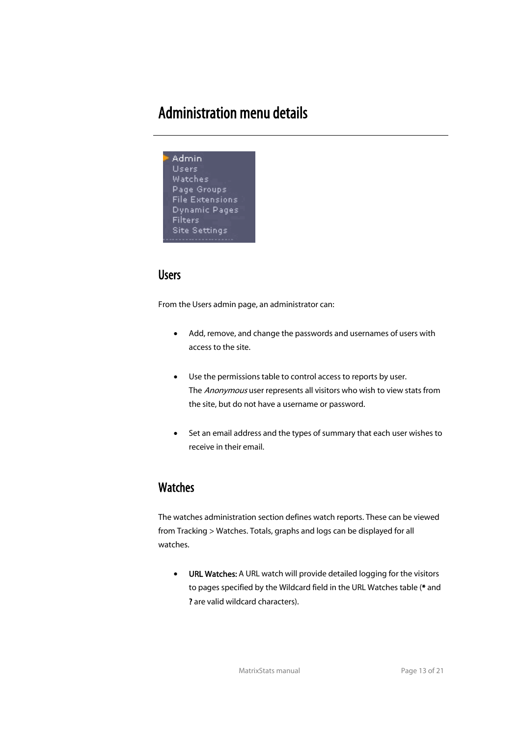# Administration menu details

## Users

From the Users admin page, an administrator can:

- Add, remove, and change the passwords and usernames of users with access to the site.
- Use the permissions table to control access to reports by user. The *Anonymous* user represents all visitors who wish to view stats from the site, but do not have a username or password.
- Set an email address and the types of summary that each user wishes to receive in their email.

## Watches

The watches administration section defines watch reports. These can be viewed from Tracking > Watches. Totals, graphs and logs can be displayed for all watches.

- **URL Watches:** A URL watch will provide detailed logging for the visitors to pages specified by the Wildcard field in the URL Watches table (**\*** and **?** are valid wildcard characters).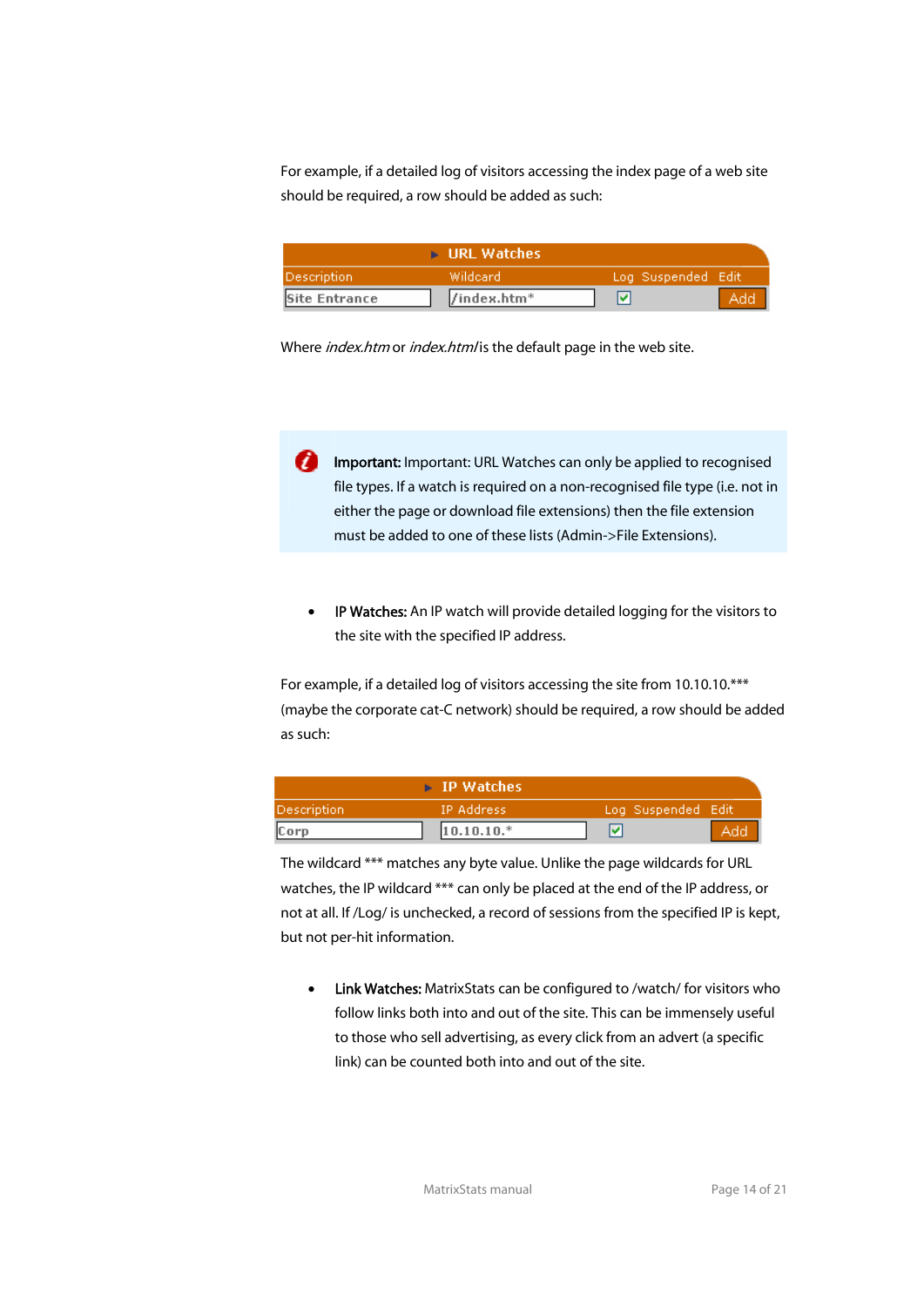For example, if a detailed log of visitors accessing the index page of a web site should be required, a row should be added as such:

| URL Watches | | | | |
|---|---|---|---|---|
| Description | Wildcard | Log | Suspended | Edit |
| Site Entrance | /index.htm* | ☑ | | Add |

Where *index.htm* or *index.html* is the default page in the web site.

**Important:** Important: URL Watches can only be applied to recognised file types. If a watch is required on a non-recognised file type (i.e. not in either the page or download file extensions) then the file extension must be added to one of these lists (Admin->File Extensions).

- **IP Watches:** An IP watch will provide detailed logging for the visitors to the site with the specified IP address.

For example, if a detailed log of visitors accessing the site from 10.10.10.*** (maybe the corporate cat-C network) should be required, a row should be added as such:

| IP Watches | | | | |
|---|---|---|---|---|
| Description | IP Address | Log | Suspended | Edit |
| Corp | 10.10.10.* | ☑ | | Add |

The wildcard *** matches any byte value. Unlike the page wildcards for URL watches, the IP wildcard *** can only be placed at the end of the IP address, or not at all. If /Log/ is unchecked, a record of sessions from the specified IP is kept, but not per-hit information.

- **Link Watches:** MatrixStats can be configured to /watch/ for visitors who follow links both into and out of the site. This can be immensely useful to those who sell advertising, as every click from an advert (a specific link) can be counted both into and out of the site.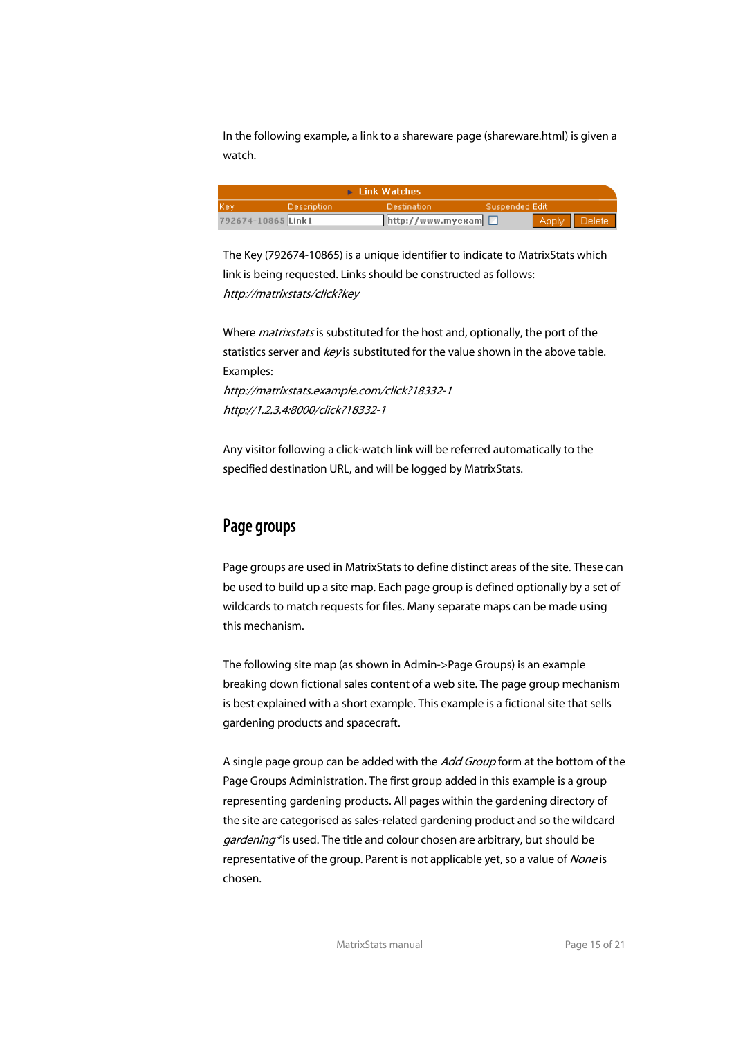In the following example, a link to a shareware page (shareware.html) is given a watch.

| Link Watches | | | | | |
|---|---|---|---|---|---|
| Key | Description | Destination | Suspended | Edit | |
| 792674-10865 | Link1 | http://www.myexam | ☐ | Apply | Delete |

The Key (792674-10865) is a unique identifier to indicate to MatrixStats which link is being requested. Links should be constructed as follows:
*http://matrixstats/click?key*

Where *matrixstats* is substituted for the host and, optionally, the port of the statistics server and *key* is substituted for the value shown in the above table. Examples:
*http://matrixstats.example.com/click?18332-1*
*http://1.2.3.4:8000/click?18332-1*

Any visitor following a click-watch link will be referred automatically to the specified destination URL, and will be logged by MatrixStats.

## Page groups

Page groups are used in MatrixStats to define distinct areas of the site. These can be used to build up a site map. Each page group is defined optionally by a set of wildcards to match requests for files. Many separate maps can be made using this mechanism.

The following site map (as shown in Admin->Page Groups) is an example breaking down fictional sales content of a web site. The page group mechanism is best explained with a short example. This example is a fictional site that sells gardening products and spacecraft.

A single page group can be added with the *Add Group* form at the bottom of the Page Groups Administration. The first group added in this example is a group representing gardening products. All pages within the gardening directory of the site are categorised as sales-related gardening product and so the wildcard *gardening** is used. The title and colour chosen are arbitrary, but should be representative of the group. Parent is not applicable yet, so a value of *None* is chosen.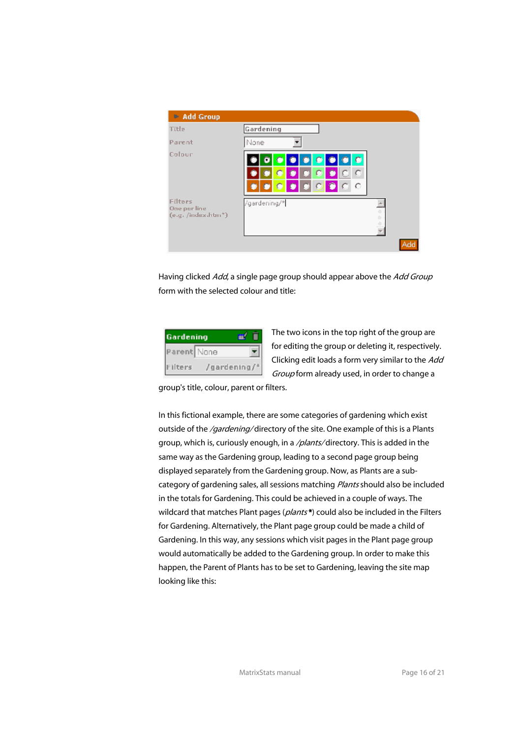Having clicked *Add*, a single page group should appear above the *Add Group* form with the selected colour and title:

The two icons in the top right of the group are for editing the group or deleting it, respectively. Clicking edit loads a form very similar to the *Add Group* form already used, in order to change a group's title, colour, parent or filters.

In this fictional example, there are some categories of gardening which exist outside of the */gardening/* directory of the site. One example of this is a Plants group, which is, curiously enough, in a */plants/* directory. This is added in the same way as the Gardening group, leading to a second page group being displayed separately from the Gardening group. Now, as Plants are a sub-category of gardening sales, all sessions matching *Plants* should also be included in the totals for Gardening. This could be achieved in a couple of ways. The wildcard that matches Plant pages (*plants*\*) could also be included in the Filters for Gardening. Alternatively, the Plant page group could be made a child of Gardening. In this way, any sessions which visit pages in the Plant page group would automatically be added to the Gardening group. In order to make this happen, the Parent of Plants has to be set to Gardening, leaving the site map looking like this: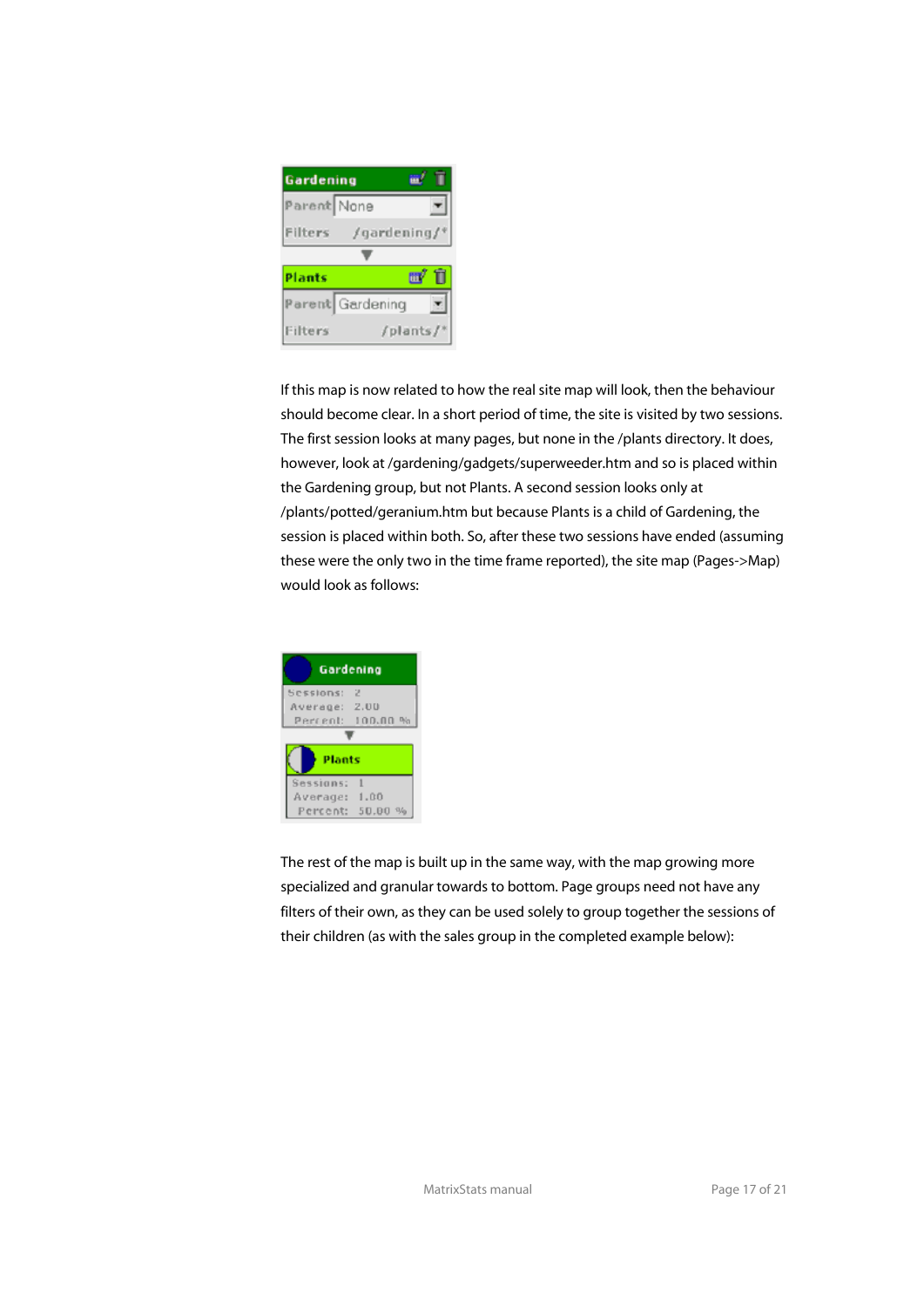If this map is now related to how the real site map will look, then the behaviour should become clear. In a short period of time, the site is visited by two sessions. The first session looks at many pages, but none in the /plants directory. It does, however, look at /gardening/gadgets/superweeder.htm and so is placed within the Gardening group, but not Plants. A second session looks only at /plants/potted/geranium.htm but because Plants is a child of Gardening, the session is placed within both. So, after these two sessions have ended (assuming these were the only two in the time frame reported), the site map (Pages->Map) would look as follows:

The rest of the map is built up in the same way, with the map growing more specialized and granular towards to bottom. Page groups need not have any filters of their own, as they can be used solely to group together the sessions of their children (as with the sales group in the completed example below):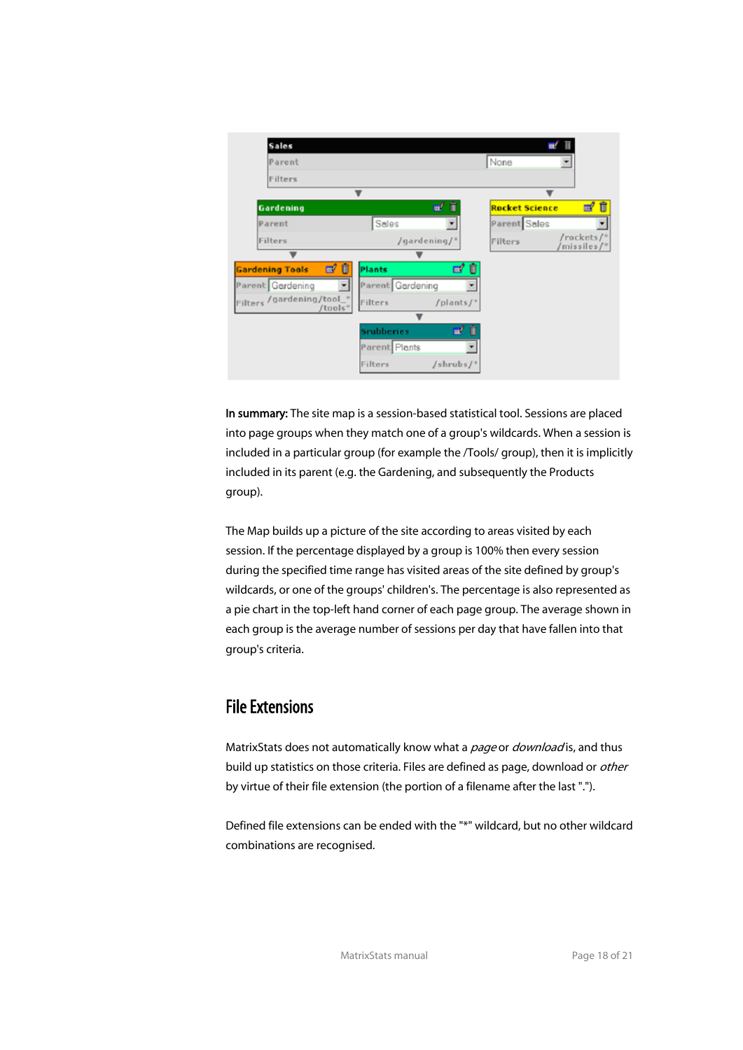**In summary:** The site map is a session-based statistical tool. Sessions are placed into page groups when they match one of a group's wildcards. When a session is included in a particular group (for example the /Tools/ group), then it is implicitly included in its parent (e.g. the Gardening, and subsequently the Products group).

The Map builds up a picture of the site according to areas visited by each session. If the percentage displayed by a group is 100% then every session during the specified time range has visited areas of the site defined by group's wildcards, or one of the groups' children's. The percentage is also represented as a pie chart in the top-left hand corner of each page group. The average shown in each group is the average number of sessions per day that have fallen into that group's criteria.

## File Extensions

MatrixStats does not automatically know what a *page* or *download* is, and thus build up statistics on those criteria. Files are defined as page, download or *other* by virtue of their file extension (the portion of a filename after the last ".").

Defined file extensions can be ended with the "*" wildcard, but no other wildcard combinations are recognised.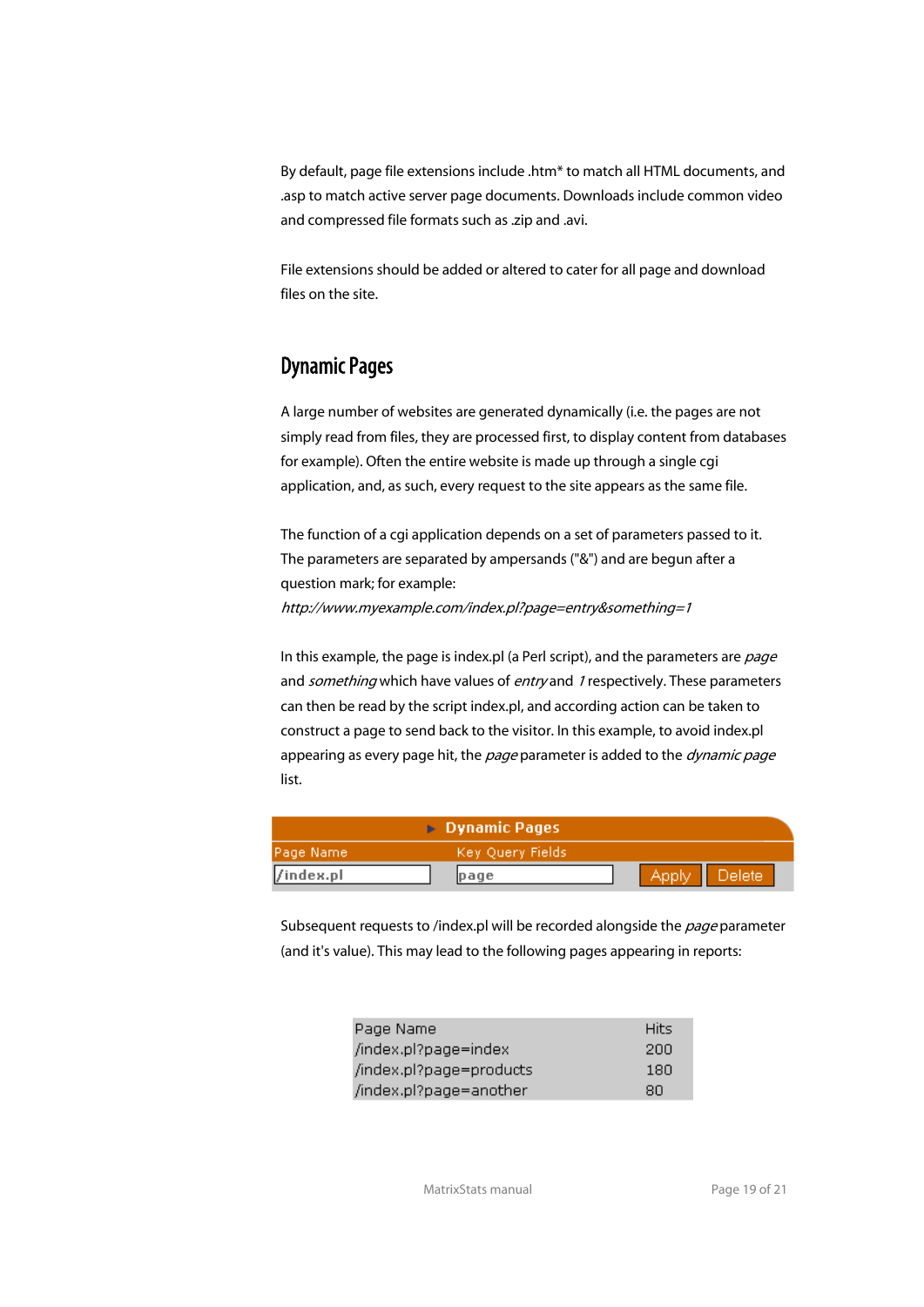By default, page file extensions include .htm* to match all HTML documents, and .asp to match active server page documents. Downloads include common video and compressed file formats such as .zip and .avi.

File extensions should be added or altered to cater for all page and download files on the site.

## Dynamic Pages

A large number of websites are generated dynamically (i.e. the pages are not simply read from files, they are processed first, to display content from databases for example). Often the entire website is made up through a single cgi application, and, as such, every request to the site appears as the same file.

The function of a cgi application depends on a set of parameters passed to it. The parameters are separated by ampersands ("&") and are begun after a question mark; for example:
*http://www.myexample.com/index.pl?page=entry&something=1*

In this example, the page is index.pl (a Perl script), and the parameters are *page* and *something* which have values of *entry* and *1* respectively. These parameters can then be read by the script index.pl, and according action can be taken to construct a page to send back to the visitor. In this example, to avoid index.pl appearing as every page hit, the *page* parameter is added to the *dynamic page* list.

| Dynamic Pages | | |
|---|---|---|
| Page Name | Key Query Fields | |
| /index.pl | page | Apply Delete |

Subsequent requests to /index.pl will be recorded alongside the *page* parameter (and it's value). This may lead to the following pages appearing in reports:

| Page Name | Hits |
|---|---|
| /index.pl?page=index | 200 |
| /index.pl?page=products | 180 |
| /index.pl?page=another | 80 |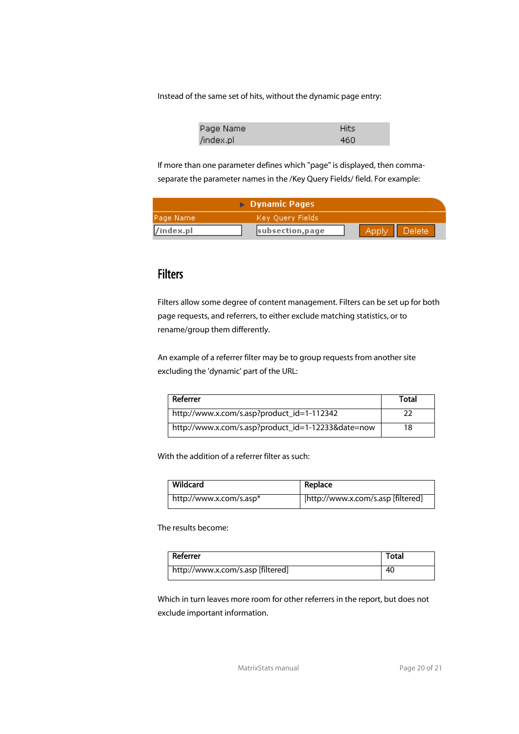Instead of the same set of hits, without the dynamic page entry:

| Page Name | Hits |
|---|---|
| /index.pl | 460 |

If more than one parameter defines which "page" is displayed, then comma-separate the parameter names in the /Key Query Fields/ field. For example:

| ▸ Dynamic Pages | | |
|---|---|---|
| Page Name | Key Query Fields | |
| /index.pl | subsection,page | Apply Delete |

## Filters

Filters allow some degree of content management. Filters can be set up for both page requests, and referrers, to either exclude matching statistics, or to rename/group them differently.

An example of a referrer filter may be to group requests from another site excluding the 'dynamic' part of the URL:

| Referrer | Total |
|---|---|
| http://www.x.com/s.asp?product_id=1-112342 | 22 |
| http://www.x.com/s.asp?product_id=1-12233&date=now | 18 |

With the addition of a referrer filter as such:

| Wildcard | Replace |
|---|---|
| http://www.x.com/s.asp* | http://www.x.com/s.asp [filtered] |

The results become:

| Referrer | Total |
|---|---|
| http://www.x.com/s.asp [filtered] | 40 |

Which in turn leaves more room for other referrers in the report, but does not exclude important information.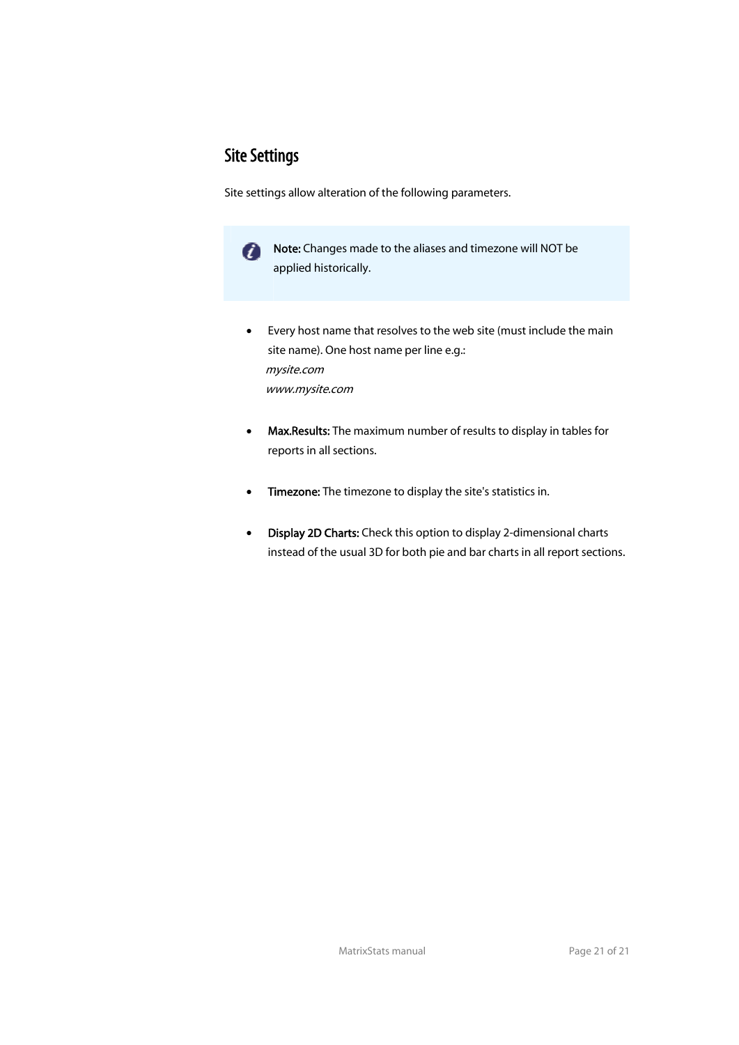## Site Settings

Site settings allow alteration of the following parameters.

> **Note:** Changes made to the aliases and timezone will NOT be applied historically.

- Every host name that resolves to the web site (must include the main site name). One host name per line e.g.:
  *mysite.com*
  *www.mysite.com*

- **Max.Results:** The maximum number of results to display in tables for reports in all sections.

- **Timezone:** The timezone to display the site's statistics in.

- **Display 2D Charts:** Check this option to display 2-dimensional charts instead of the usual 3D for both pie and bar charts in all report sections.